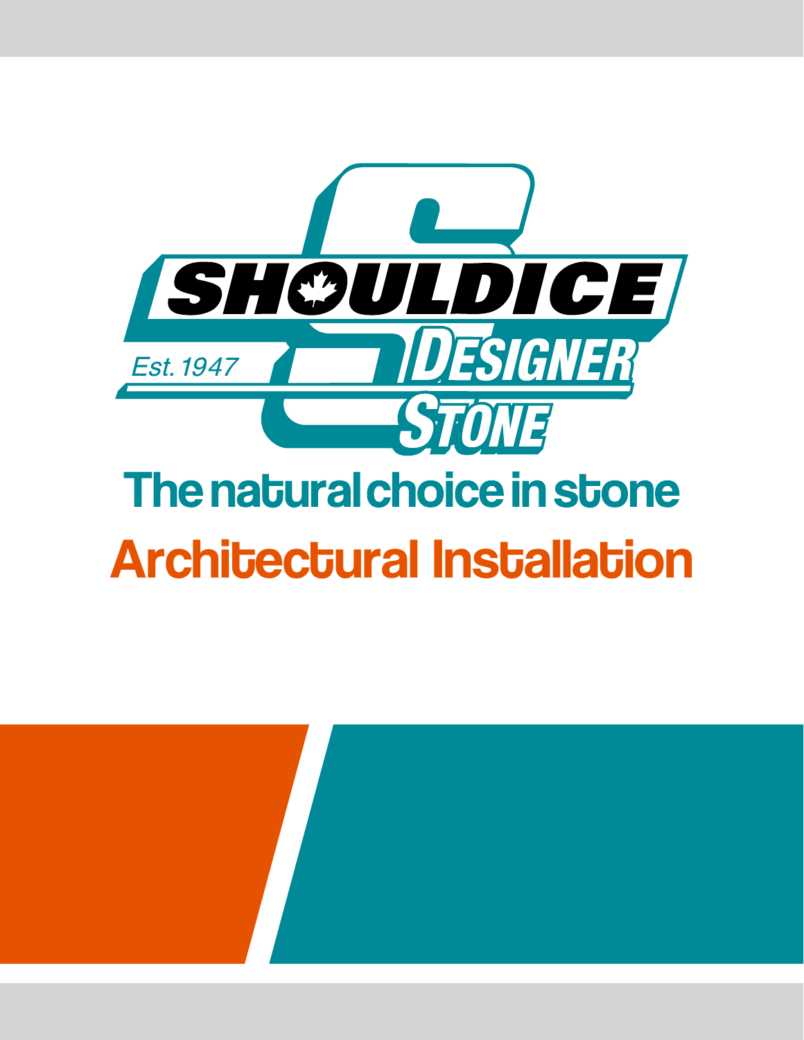SHOULDICE DESIGNER STONE

Est. 1947

## The natural choice in stone

# Architectural Installation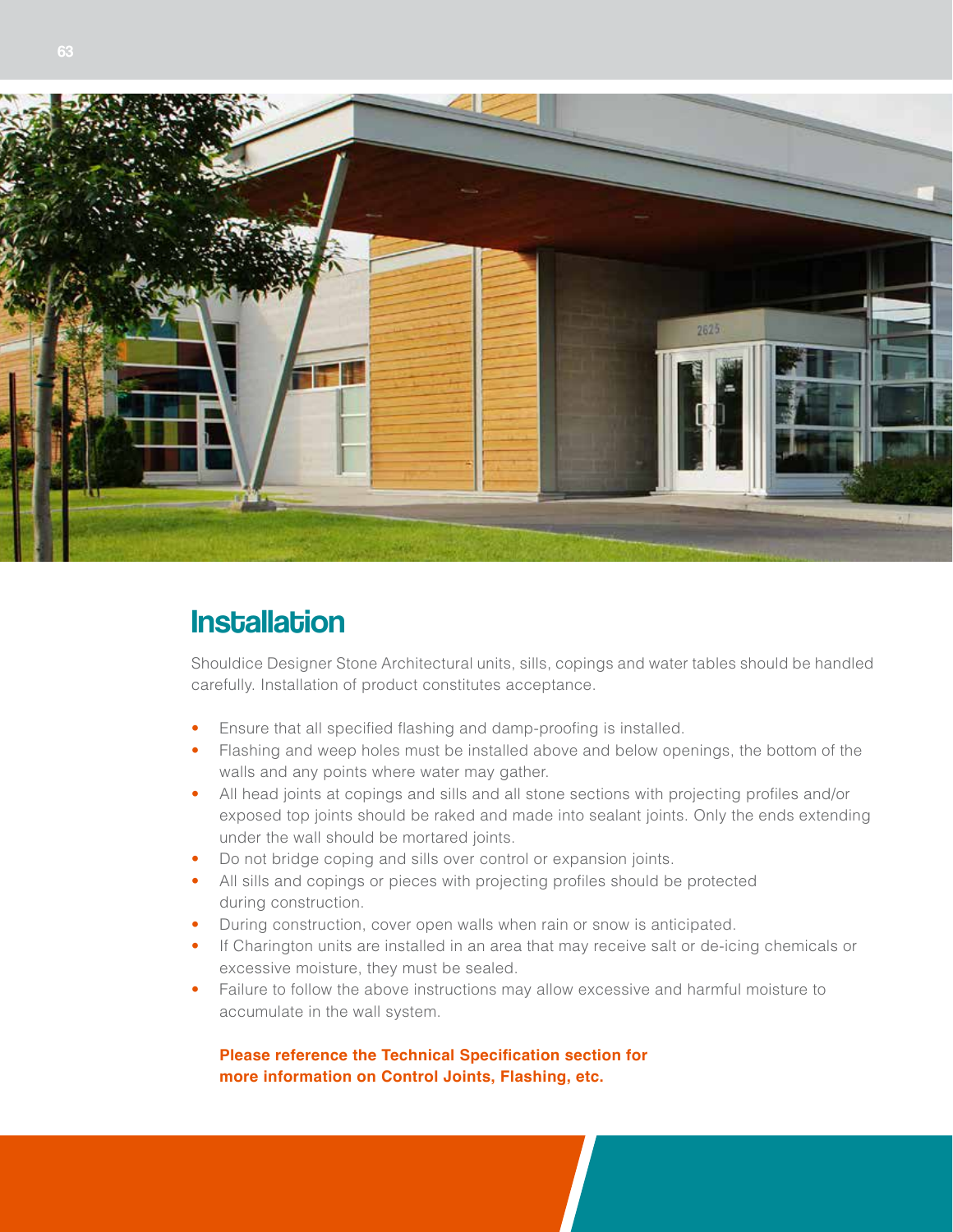## Installation

Shouldice Designer Stone Architectural units, sills, copings and water tables should be handled carefully. Installation of product constitutes acceptance.

- Ensure that all specified flashing and damp-proofing is installed.
- Flashing and weep holes must be installed above and below openings, the bottom of the walls and any points where water may gather.
- All head joints at copings and sills and all stone sections with projecting profiles and/or exposed top joints should be raked and made into sealant joints. Only the ends extending under the wall should be mortared joints.
- Do not bridge coping and sills over control or expansion joints.
- All sills and copings or pieces with projecting profiles should be protected during construction.
- During construction, cover open walls when rain or snow is anticipated.
- If Charington units are installed in an area that may receive salt or de-icing chemicals or excessive moisture, they must be sealed.
- Failure to follow the above instructions may allow excessive and harmful moisture to accumulate in the wall system.

**Please reference the Technical Specification section for more information on Control Joints, Flashing, etc.**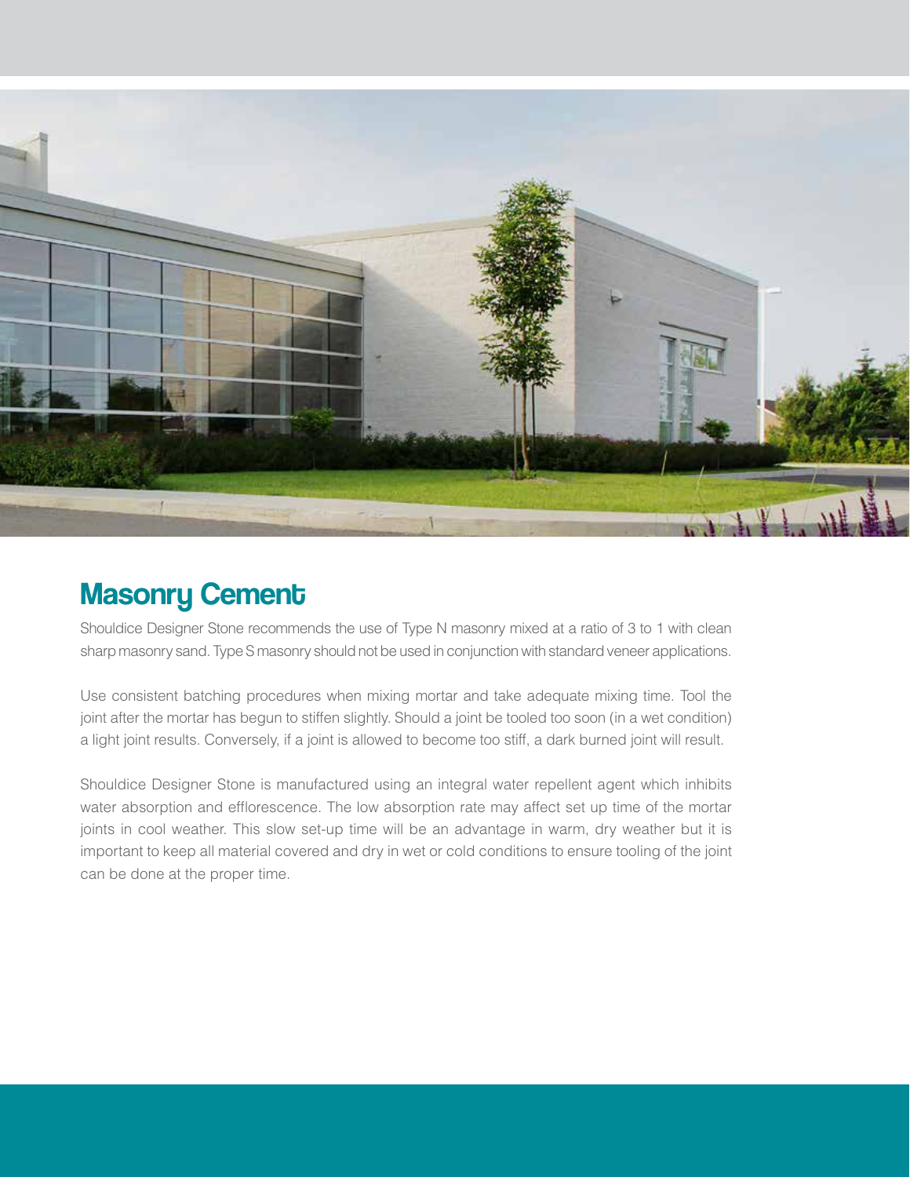## Masonry Cement

Shouldice Designer Stone recommends the use of Type N masonry mixed at a ratio of 3 to 1 with clean sharp masonry sand. Type S masonry should not be used in conjunction with standard veneer applications.

Use consistent batching procedures when mixing mortar and take adequate mixing time. Tool the joint after the mortar has begun to stiffen slightly. Should a joint be tooled too soon (in a wet condition) a light joint results. Conversely, if a joint is allowed to become too stiff, a dark burned joint will result.

Shouldice Designer Stone is manufactured using an integral water repellent agent which inhibits water absorption and efflorescence. The low absorption rate may affect set up time of the mortar joints in cool weather. This slow set-up time will be an advantage in warm, dry weather but it is important to keep all material covered and dry in wet or cold conditions to ensure tooling of the joint can be done at the proper time.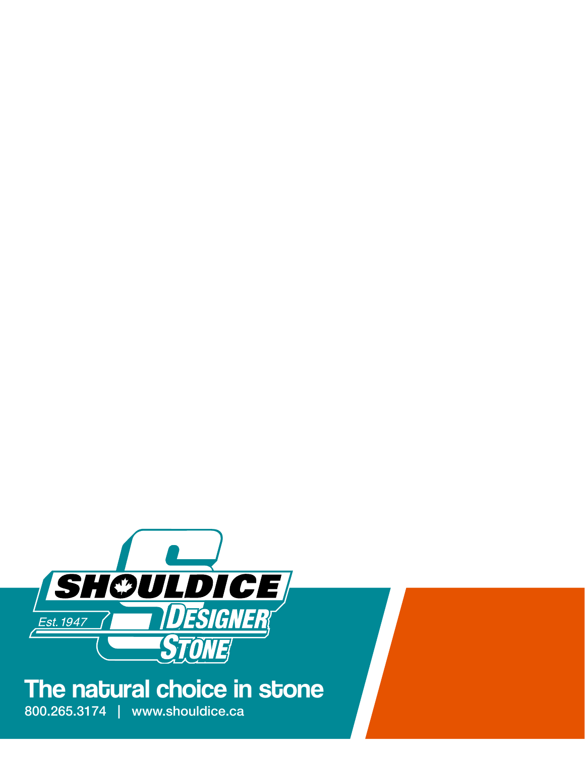SHOULDICE DESIGNER STONE

Est. 1947

**The natural choice in stone**

800.265.3174 | www.shouldice.ca